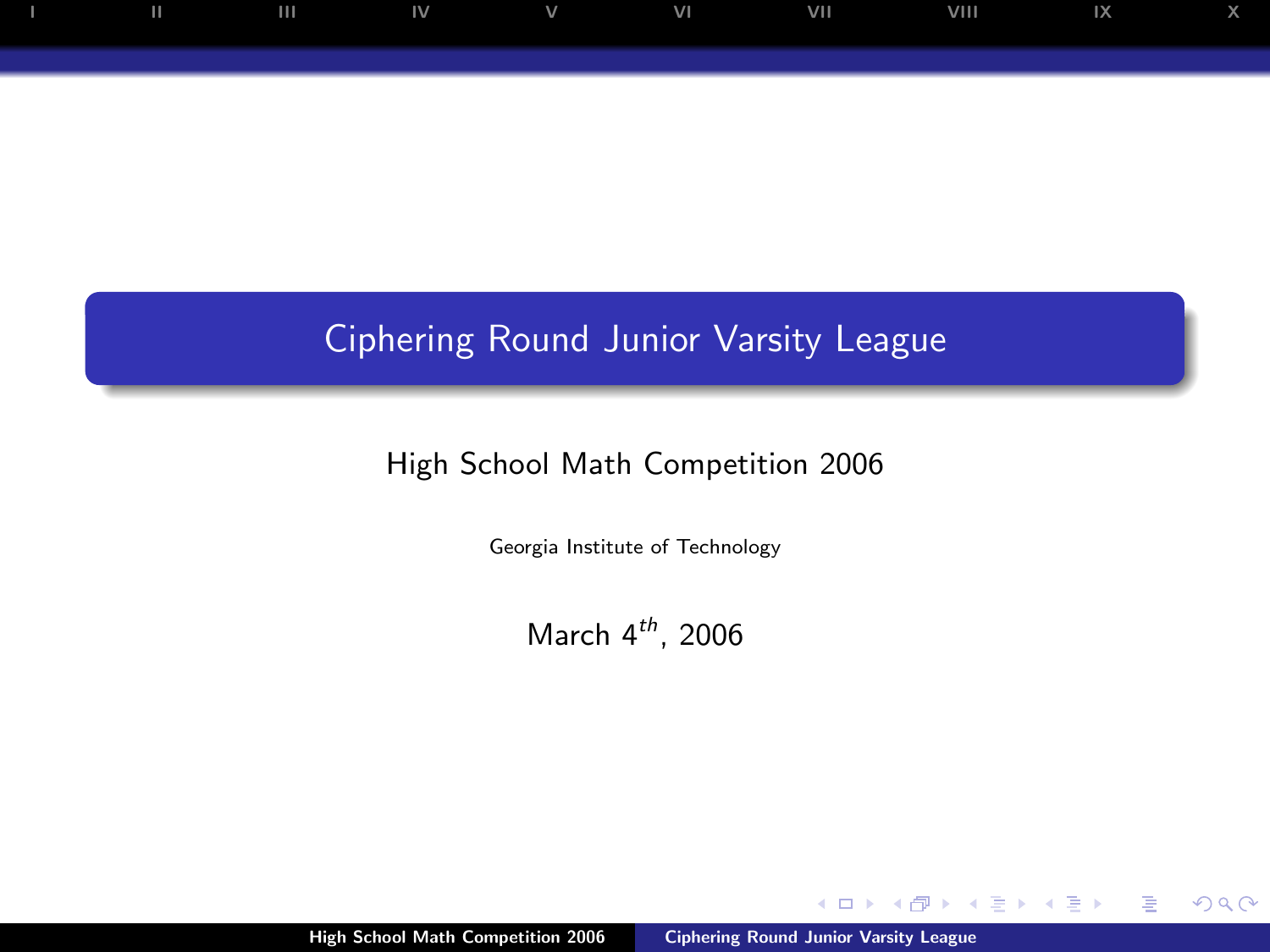# Ciphering Round Junior Varsity League

High School Math Competition 2006

Georgia Institute of Technology

March $4^{th}$, 2006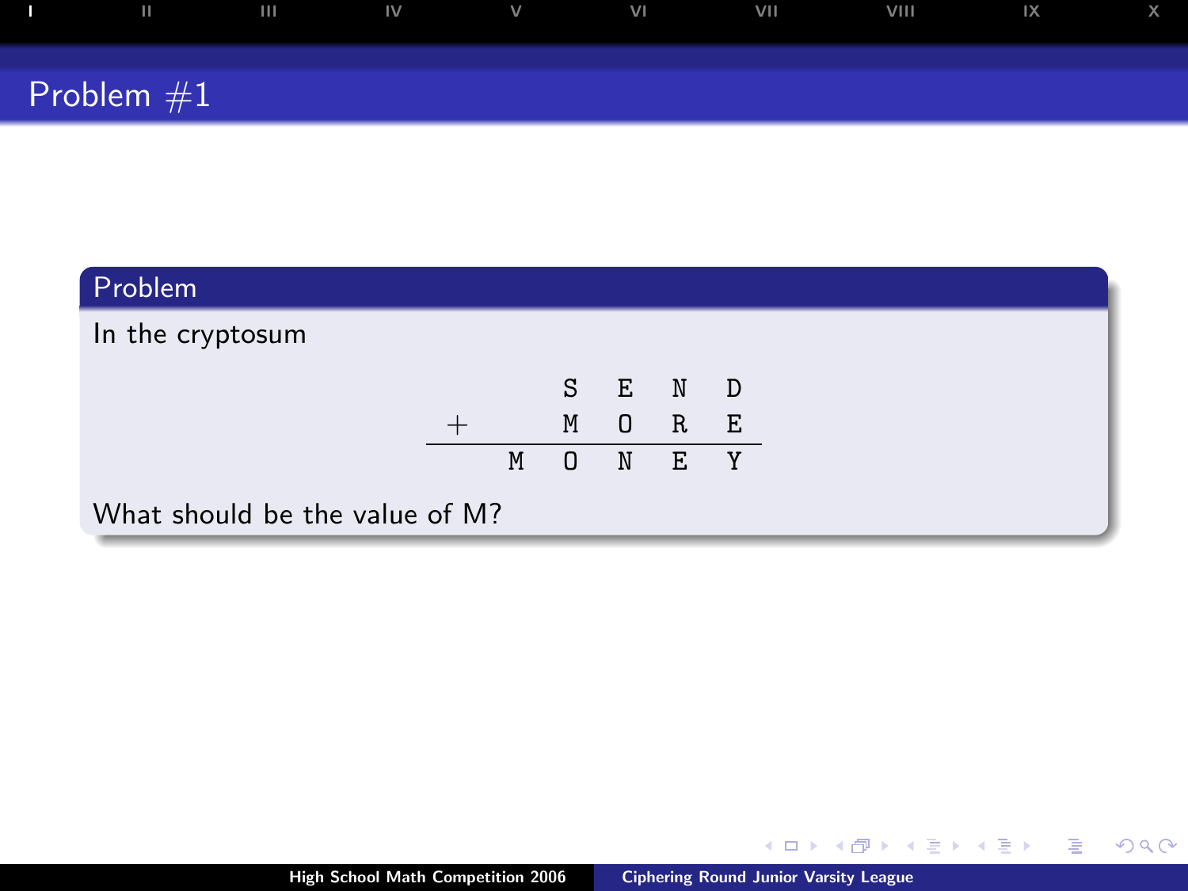# Problem #1

## Problem

In the cryptosum

```
        S  E  N  D
+       M  O  R  E
-----------------
     M  O  N  E  Y
```

What should be the value of M?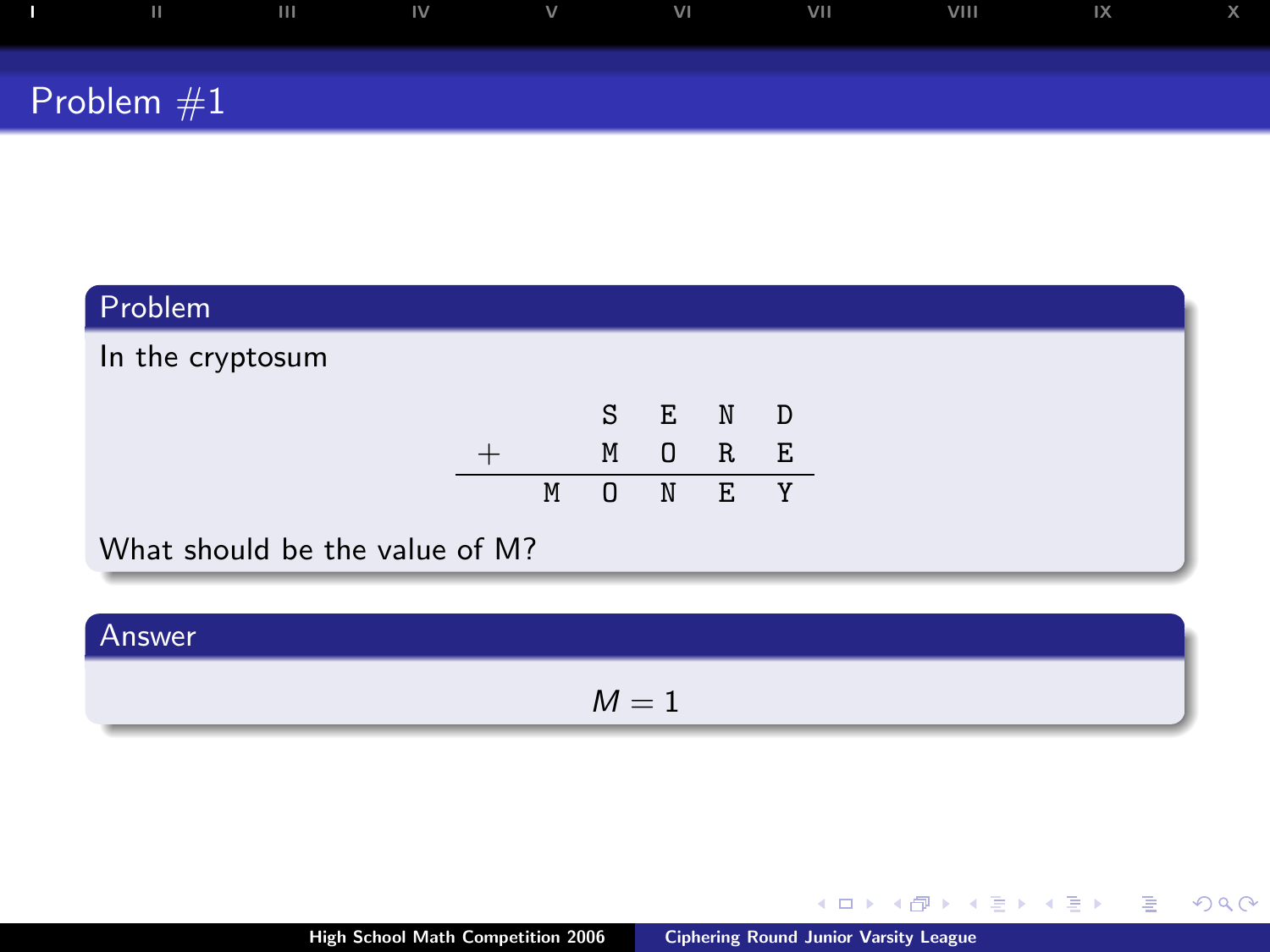## Problem #1

### Problem

In the cryptosum

$$
\begin{array}{cccccc}
 & & S & E & N & D \\
+ & & M & O & R & E \\
\hline
 & M & O & N & E & Y
\end{array}
$$

What should be the value of M?

### Answer

$$M = 1$$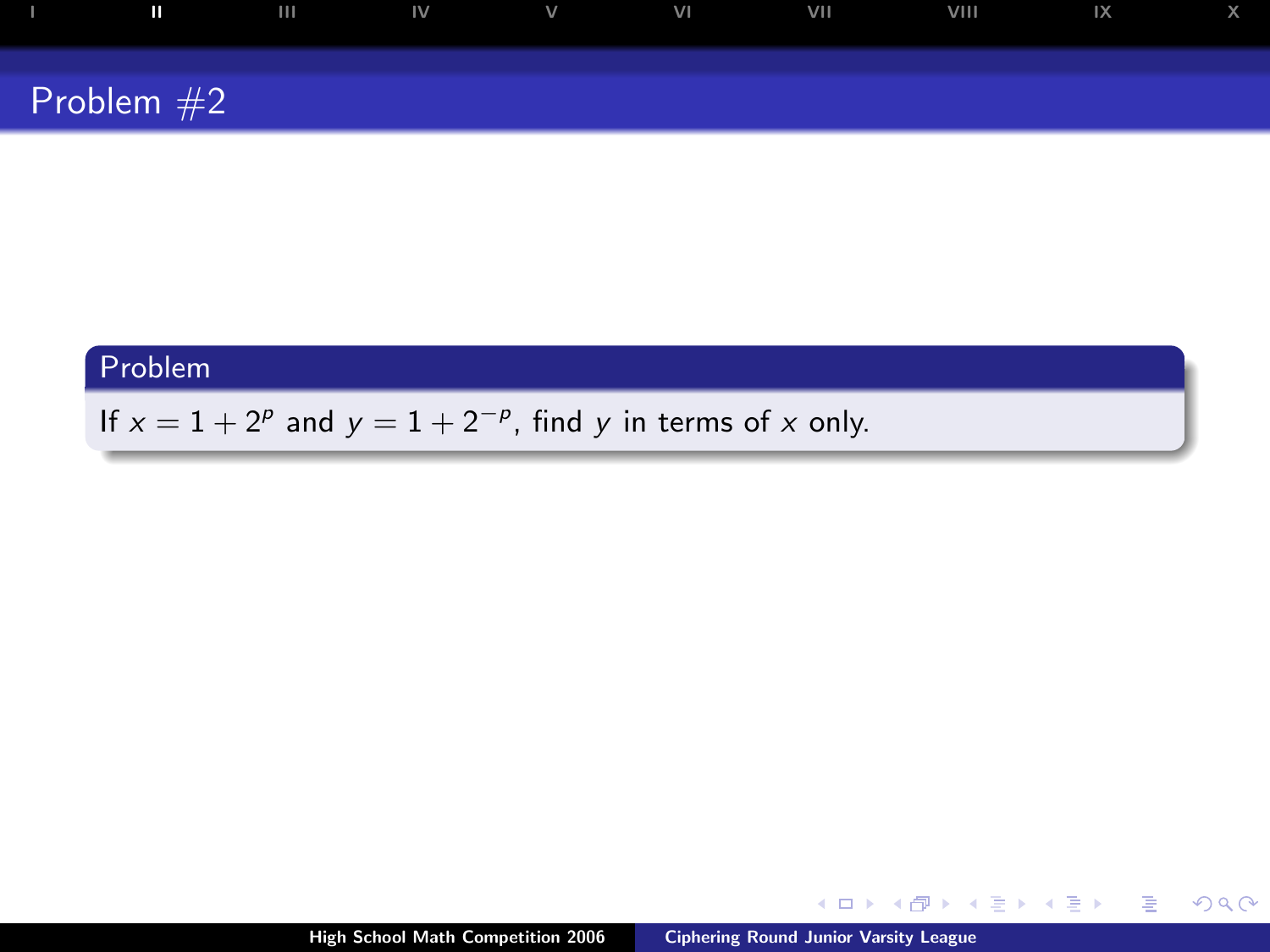## Problem #2

### Problem

If $x = 1 + 2^p$ and $y = 1 + 2^{-p}$, find $y$ in terms of $x$ only.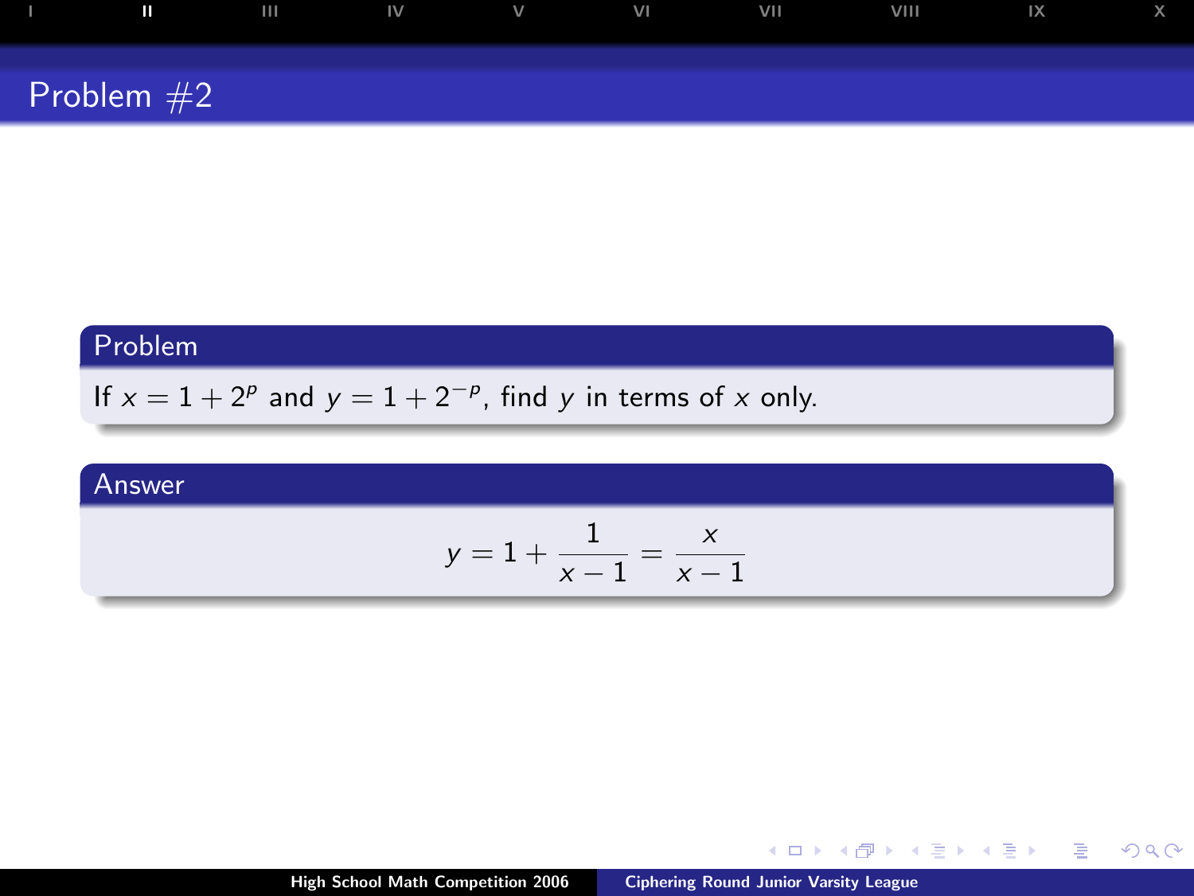# Problem #2

## Problem

If $x = 1 + 2^p$ and $y = 1 + 2^{-p}$, find $y$ in terms of $x$ only.

## Answer

$$y = 1 + \frac{1}{x-1} = \frac{x}{x-1}$$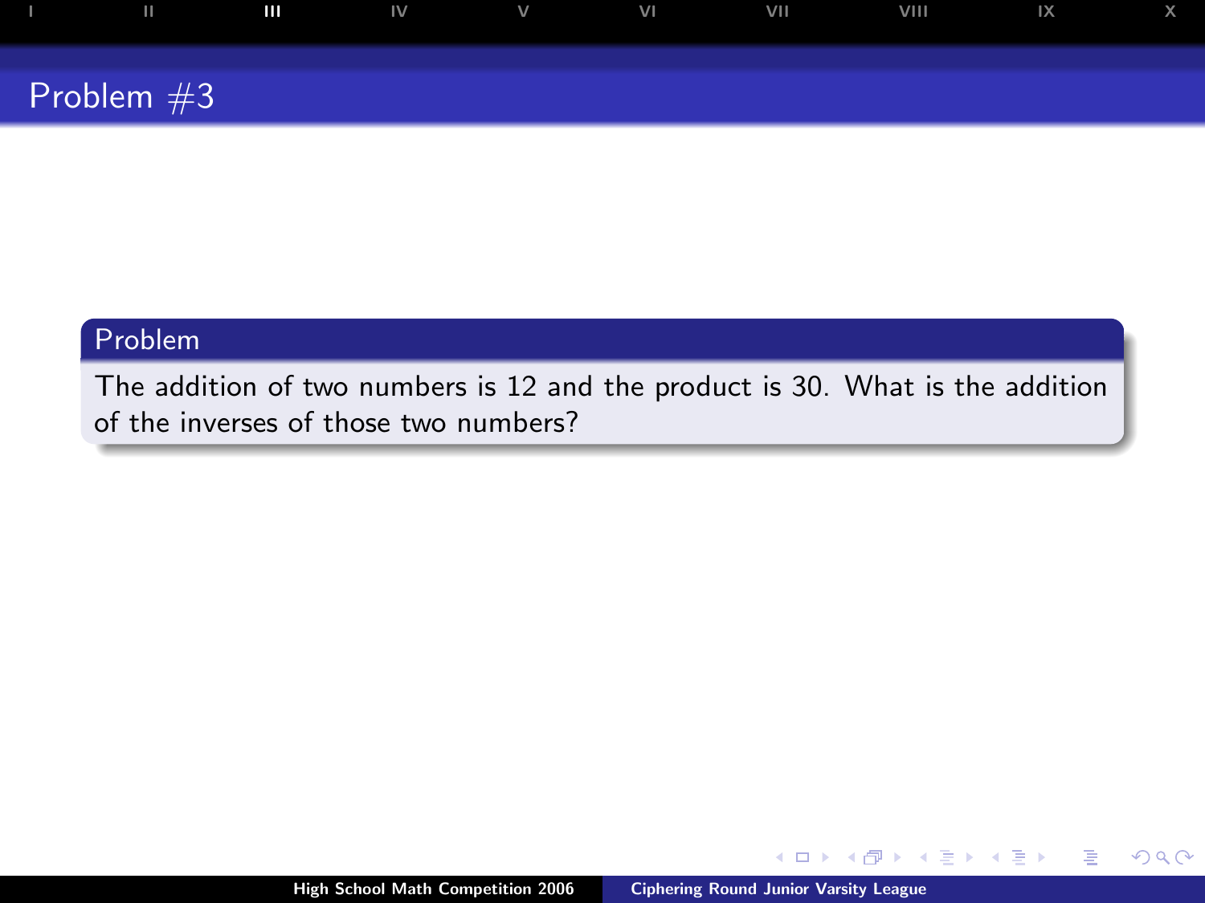# Problem #3

## Problem

The addition of two numbers is 12 and the product is 30. What is the addition of the inverses of those two numbers?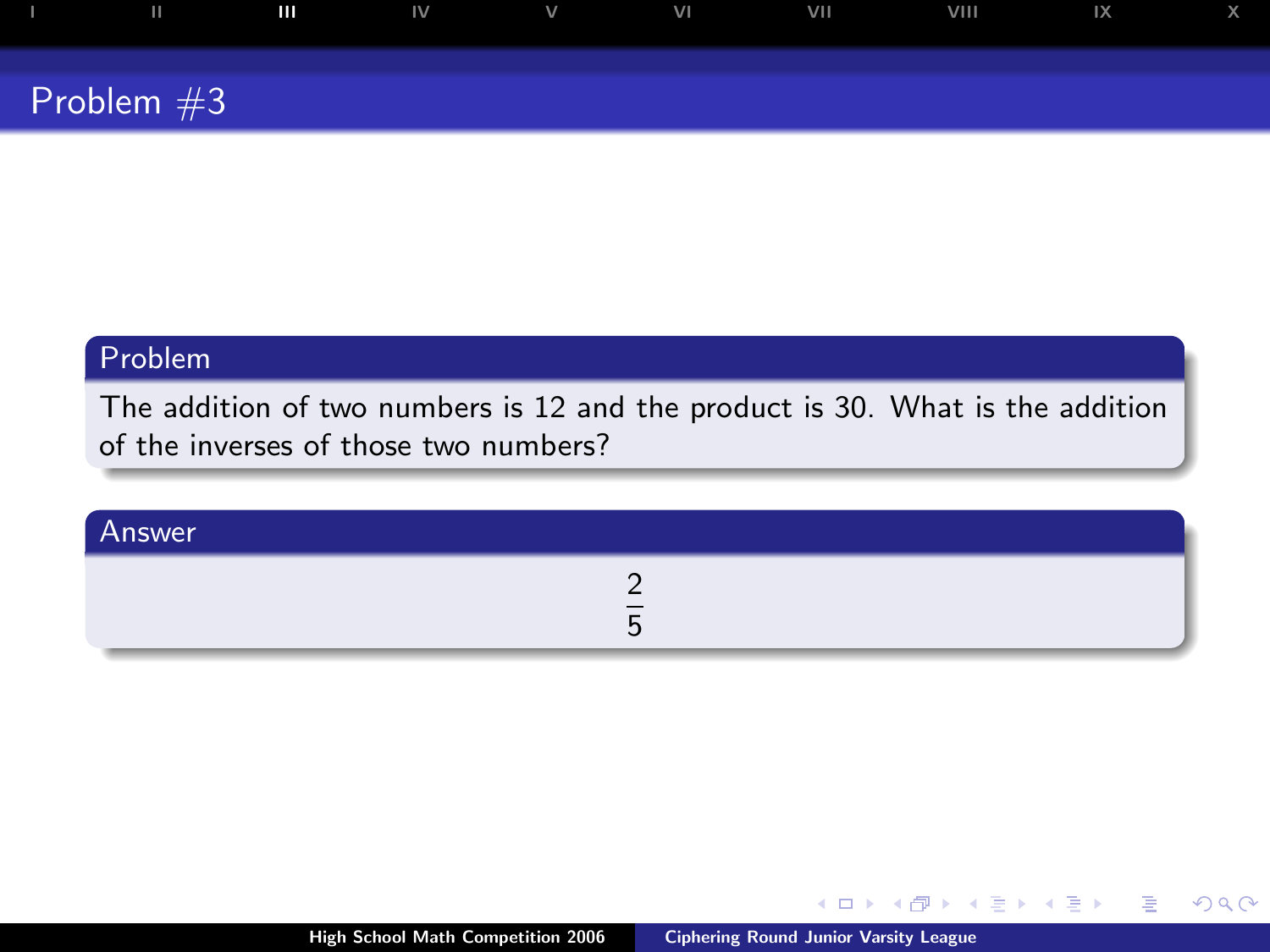# Problem #3

## Problem

The addition of two numbers is 12 and the product is 30. What is the addition of the inverses of those two numbers?

## Answer

$$\frac{2}{5}$$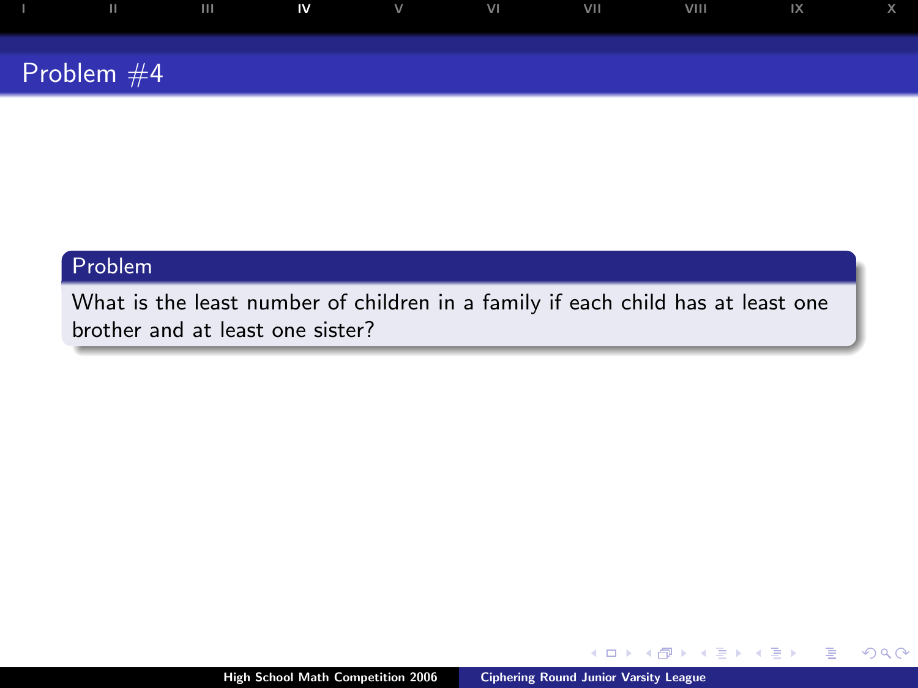# Problem #4

## Problem

What is the least number of children in a family if each child has at least one brother and at least one sister?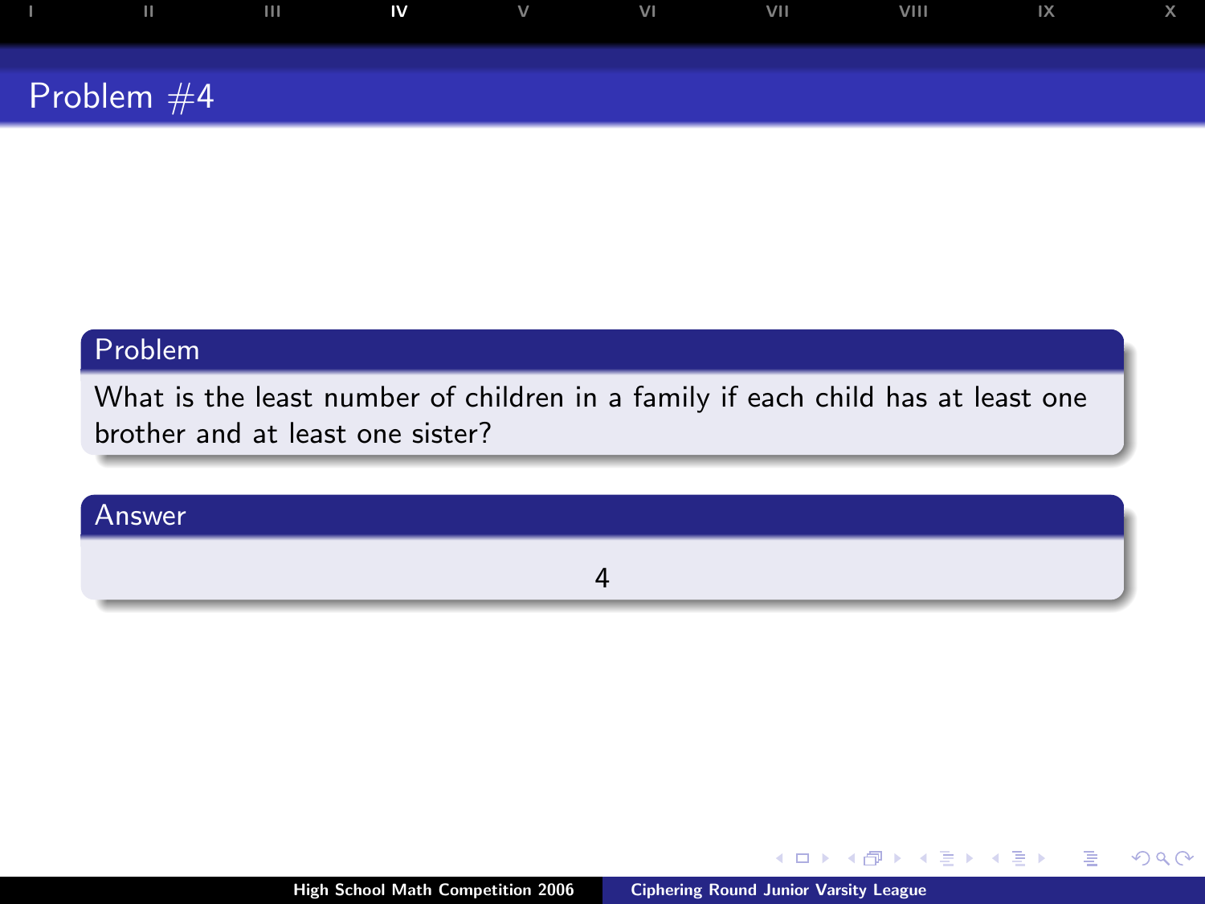## Problem #4

### Problem

What is the least number of children in a family if each child has at least one brother and at least one sister?

### Answer

4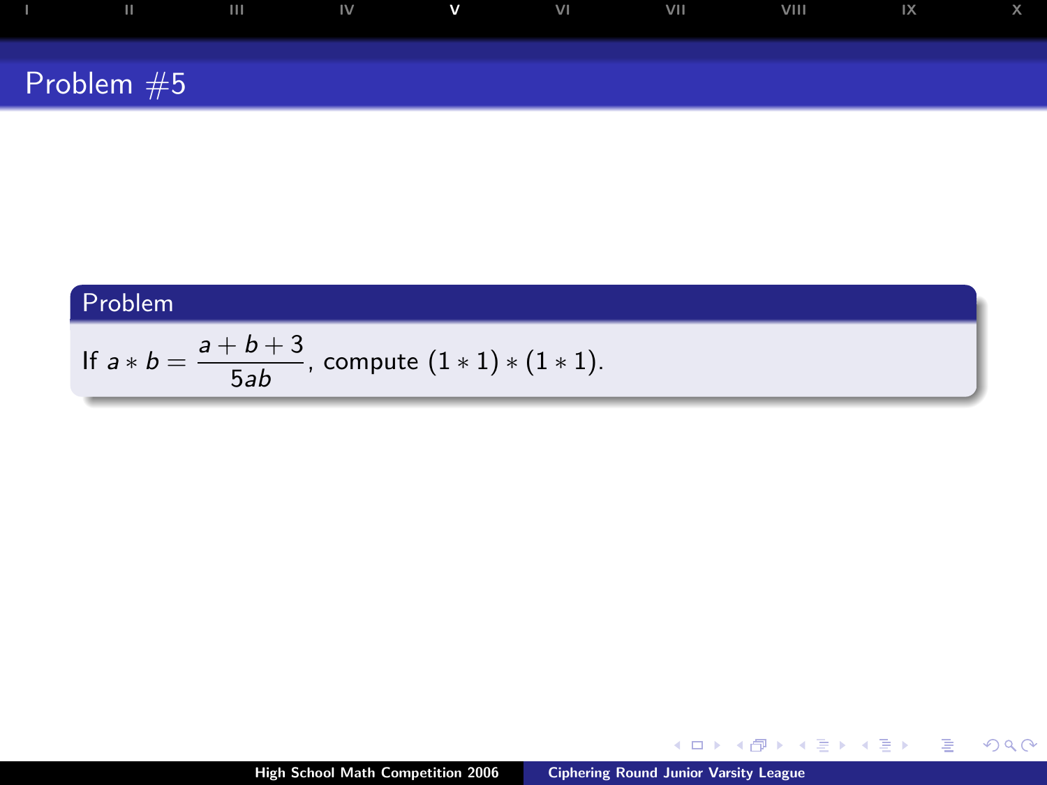# Problem #5

## Problem

If $a * b = \dfrac{a+b+3}{5ab}$, compute $(1 * 1) * (1 * 1)$.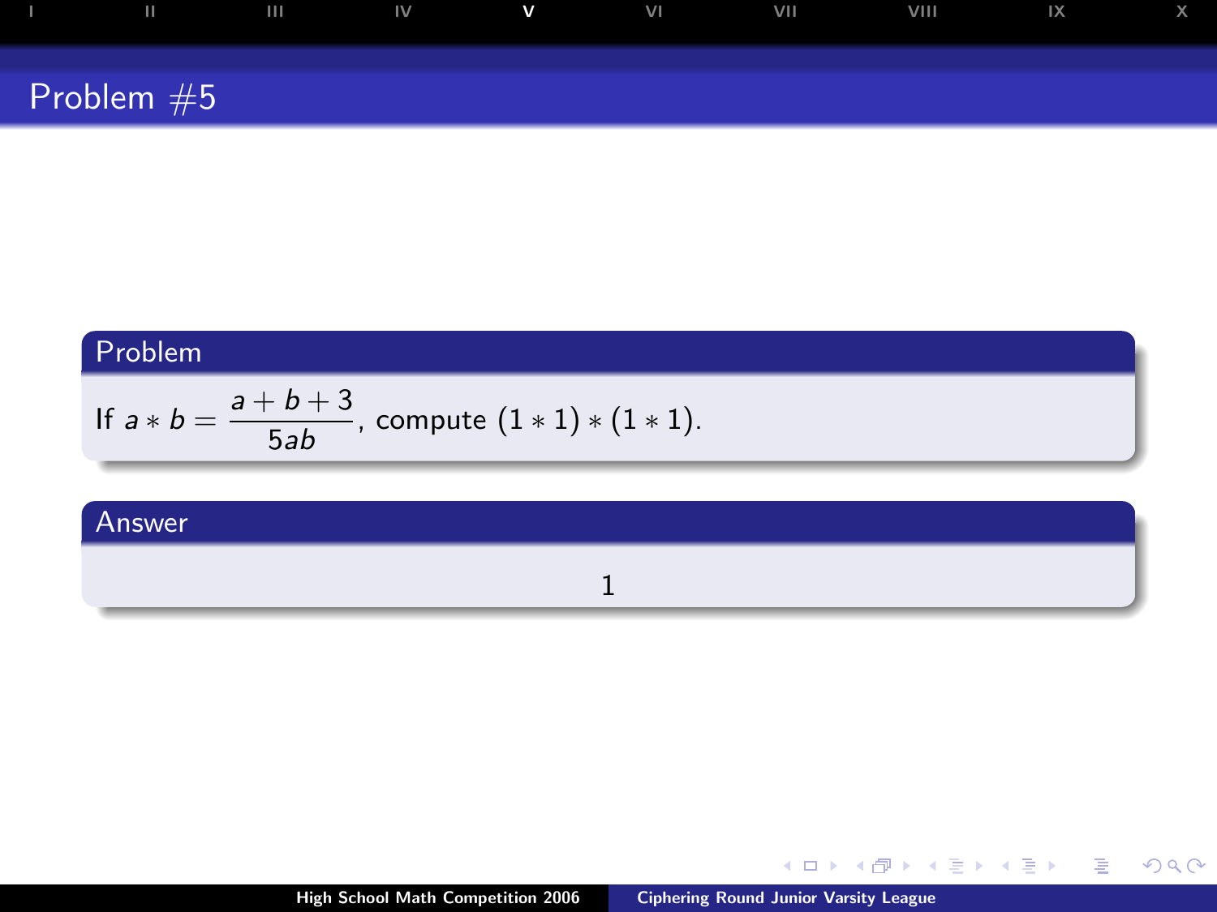# Problem #5

## Problem

If $a * b = \dfrac{a+b+3}{5ab}$, compute $(1 * 1) * (1 * 1)$.

## Answer

1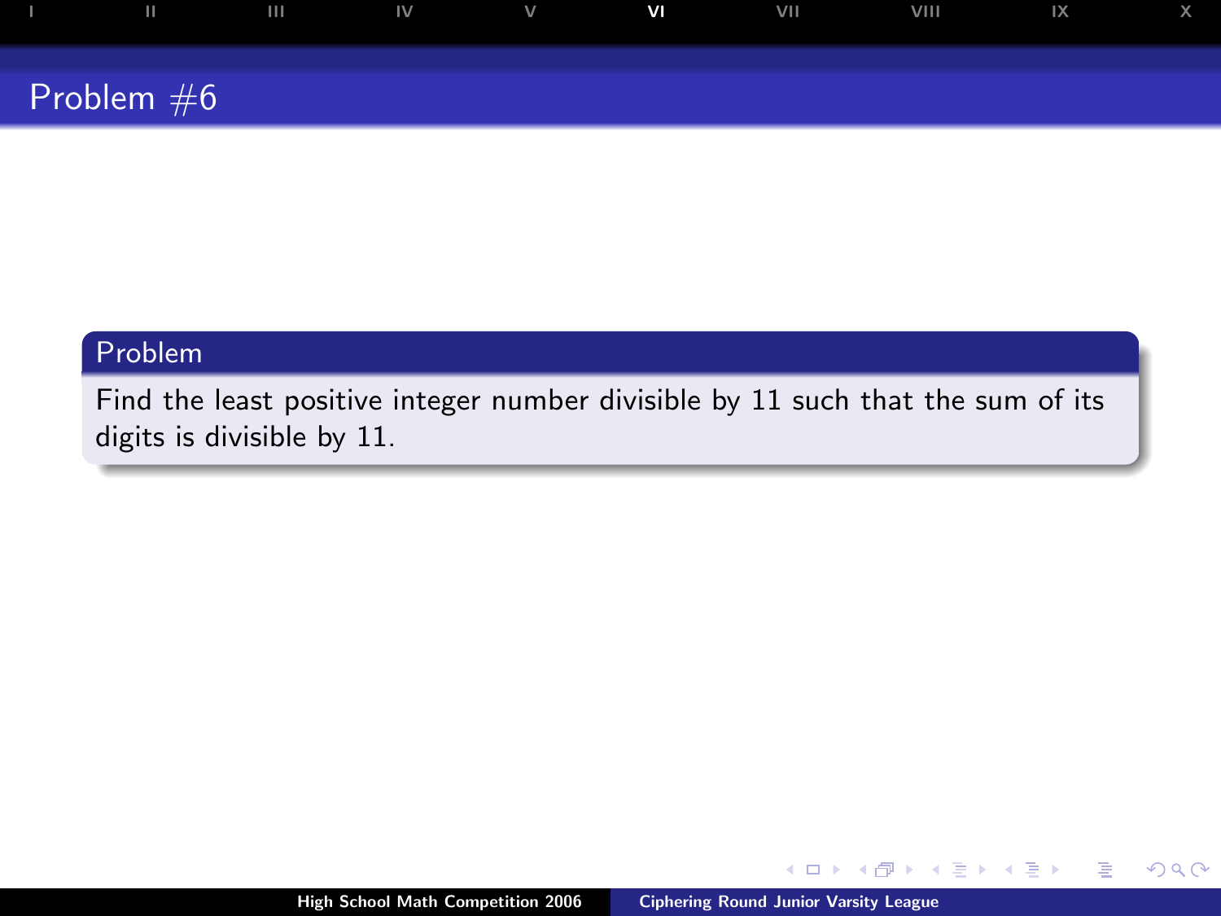# Problem #6

## Problem

Find the least positive integer number divisible by 11 such that the sum of its digits is divisible by 11.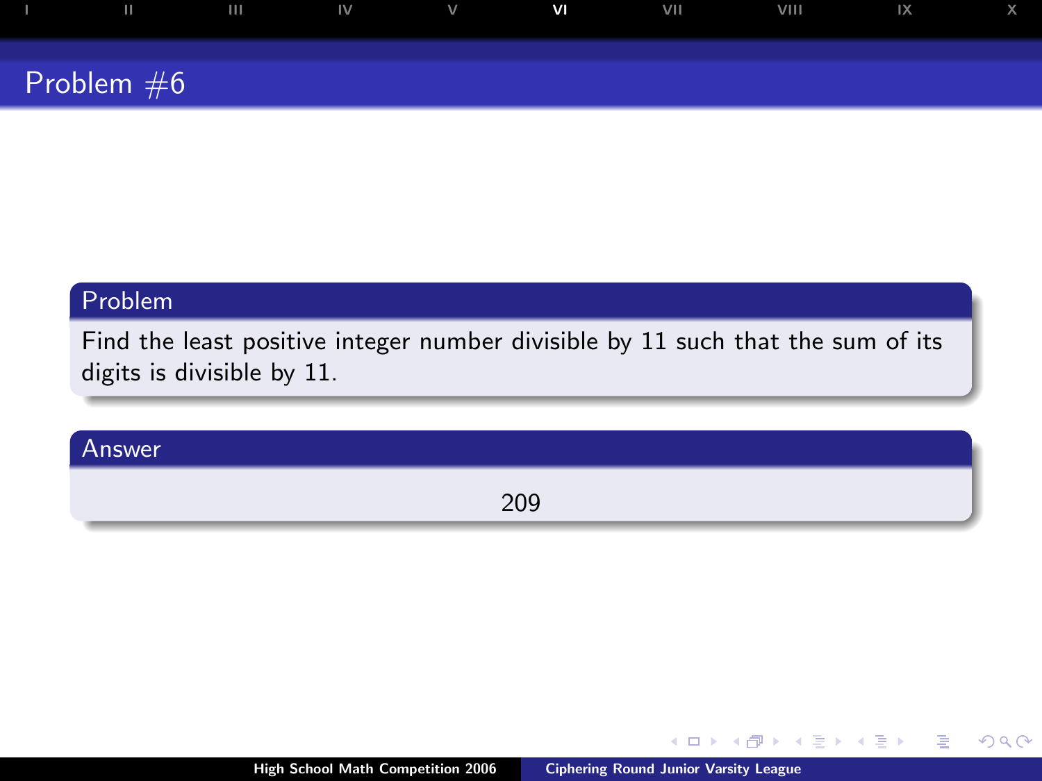## Problem #6

### Problem

Find the least positive integer number divisible by 11 such that the sum of its digits is divisible by 11.

### Answer

209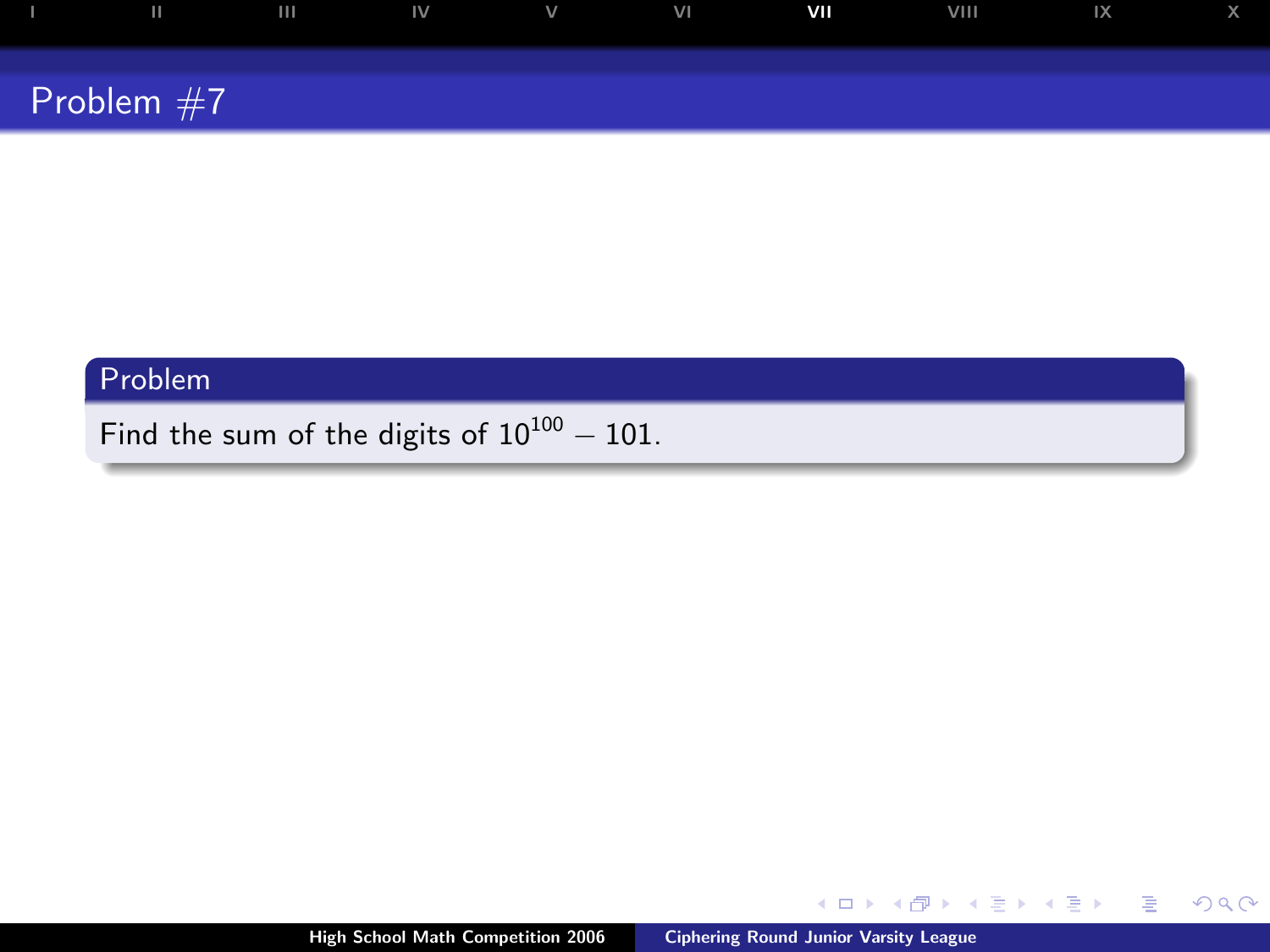# Problem #7

## Problem

Find the sum of the digits of $10^{100} - 101$.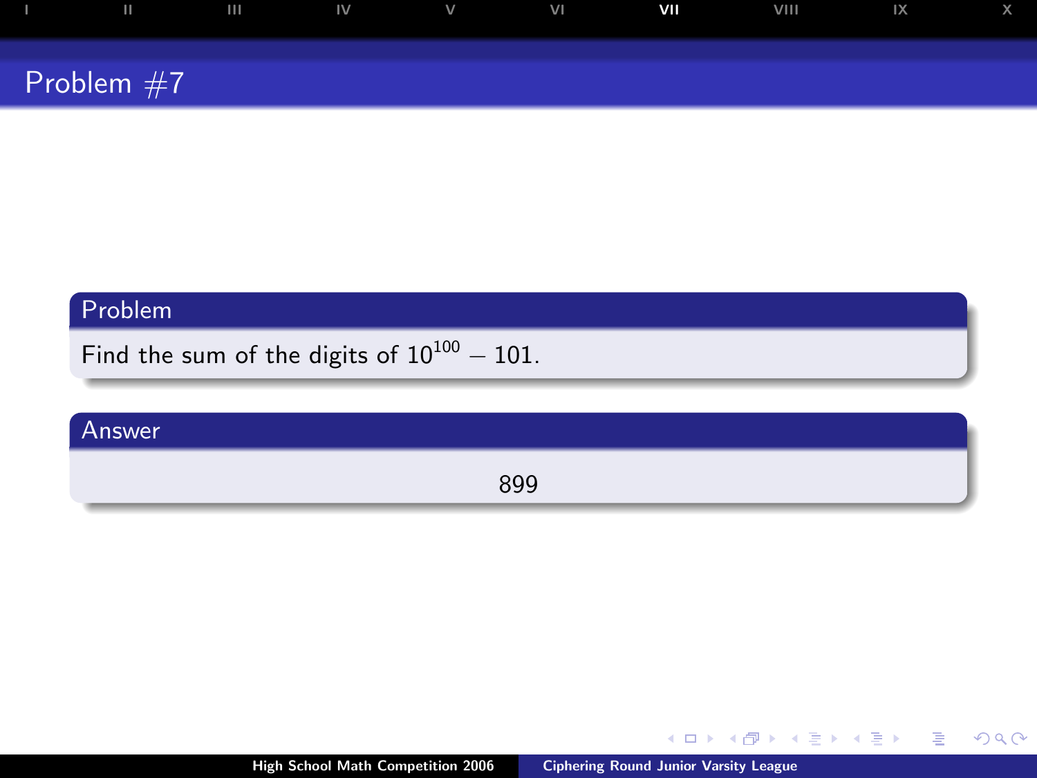# Problem #7

## Problem

Find the sum of the digits of $10^{100} - 101$.

## Answer

899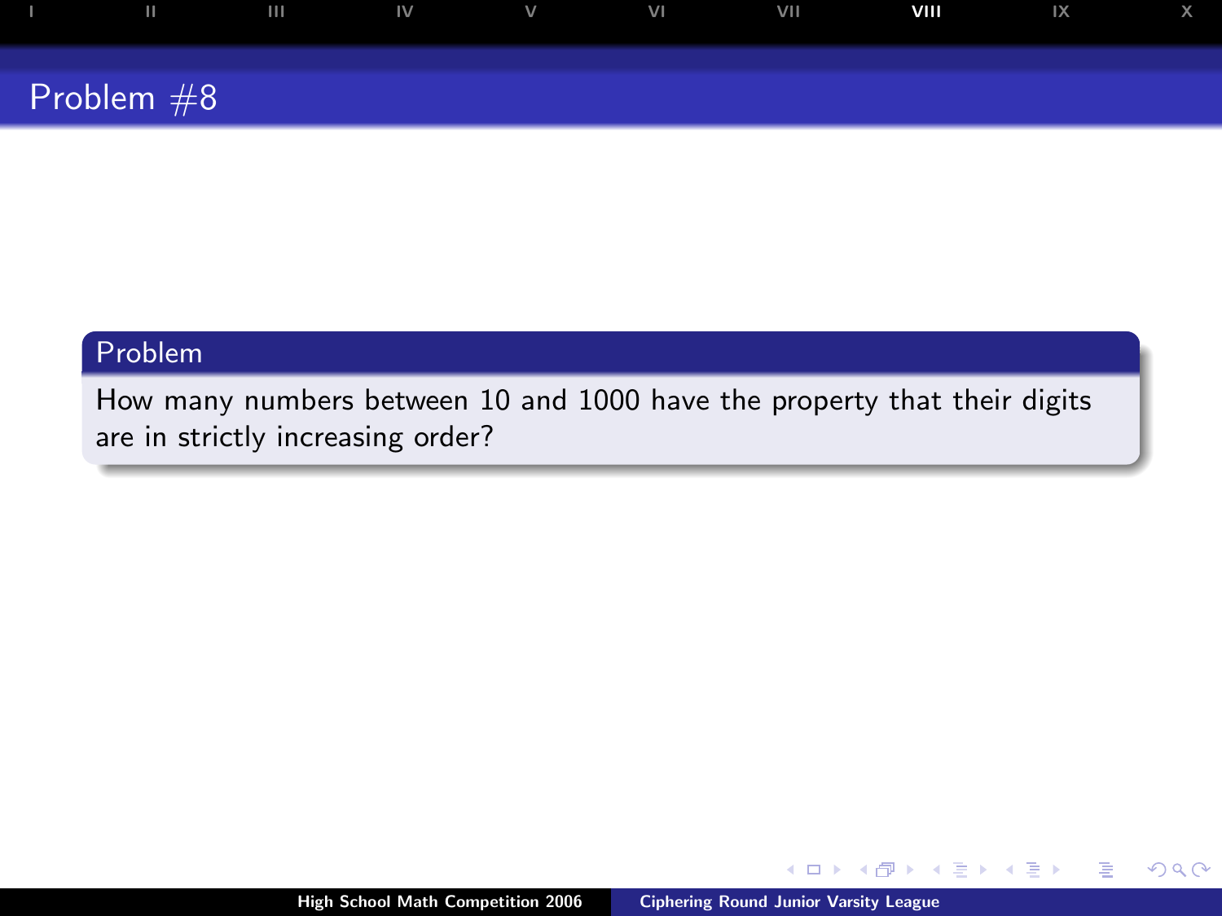# Problem #8

## Problem

How many numbers between 10 and 1000 have the property that their digits are in strictly increasing order?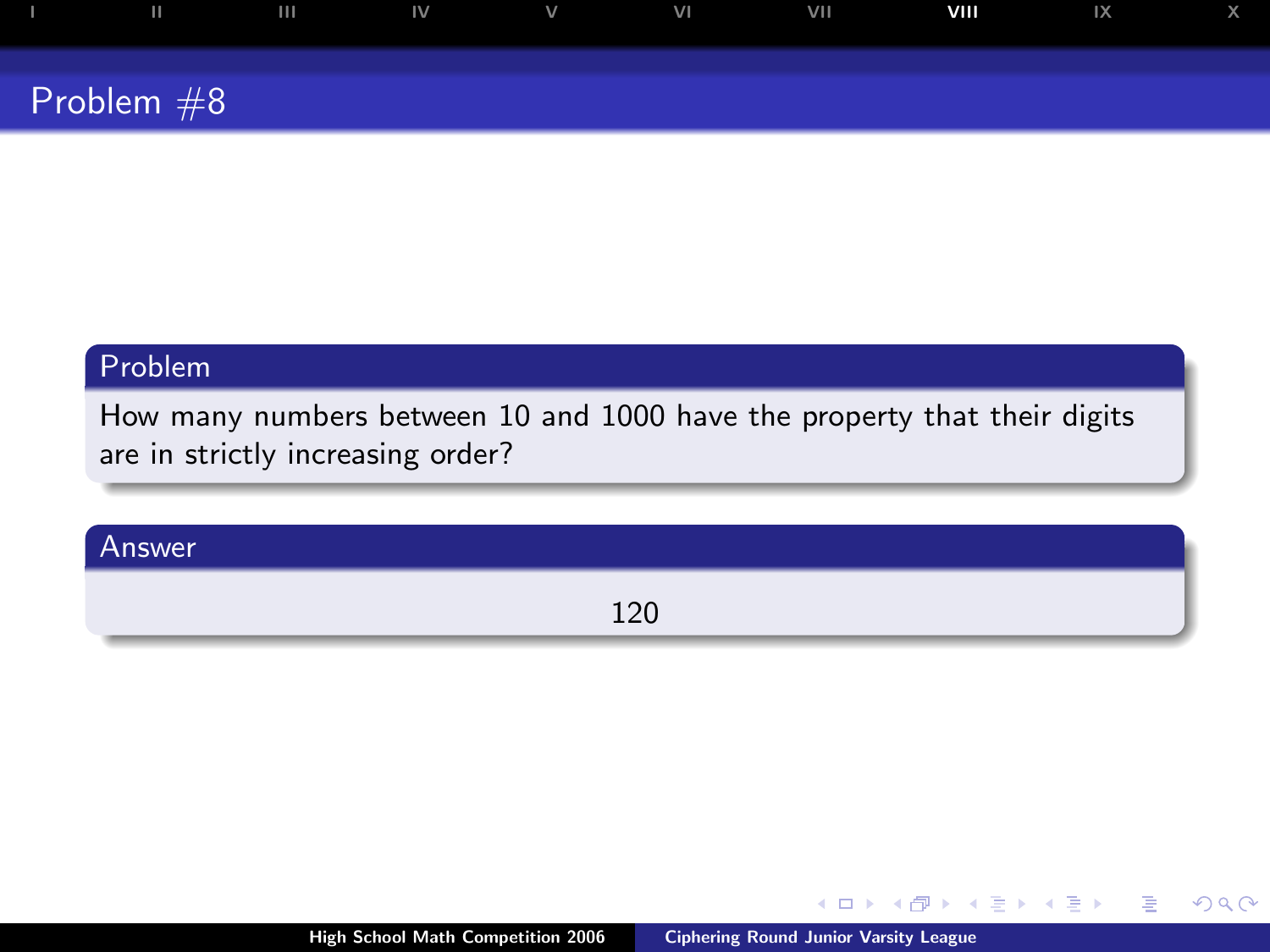# Problem #8

## Problem

How many numbers between 10 and 1000 have the property that their digits are in strictly increasing order?

## Answer

120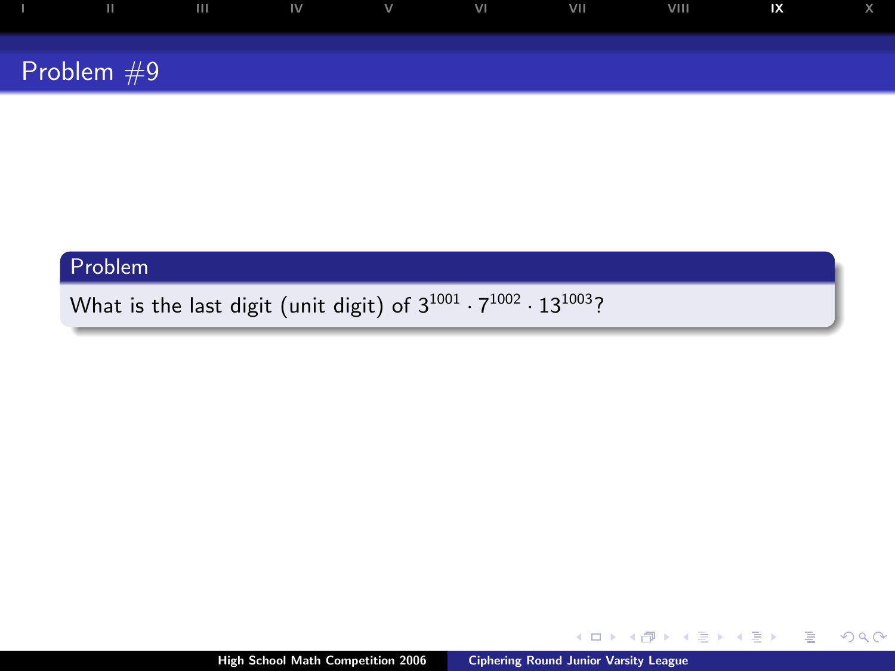# Problem #9

## Problem

What is the last digit (unit digit) of $3^{1001} \cdot 7^{1002} \cdot 13^{1003}$?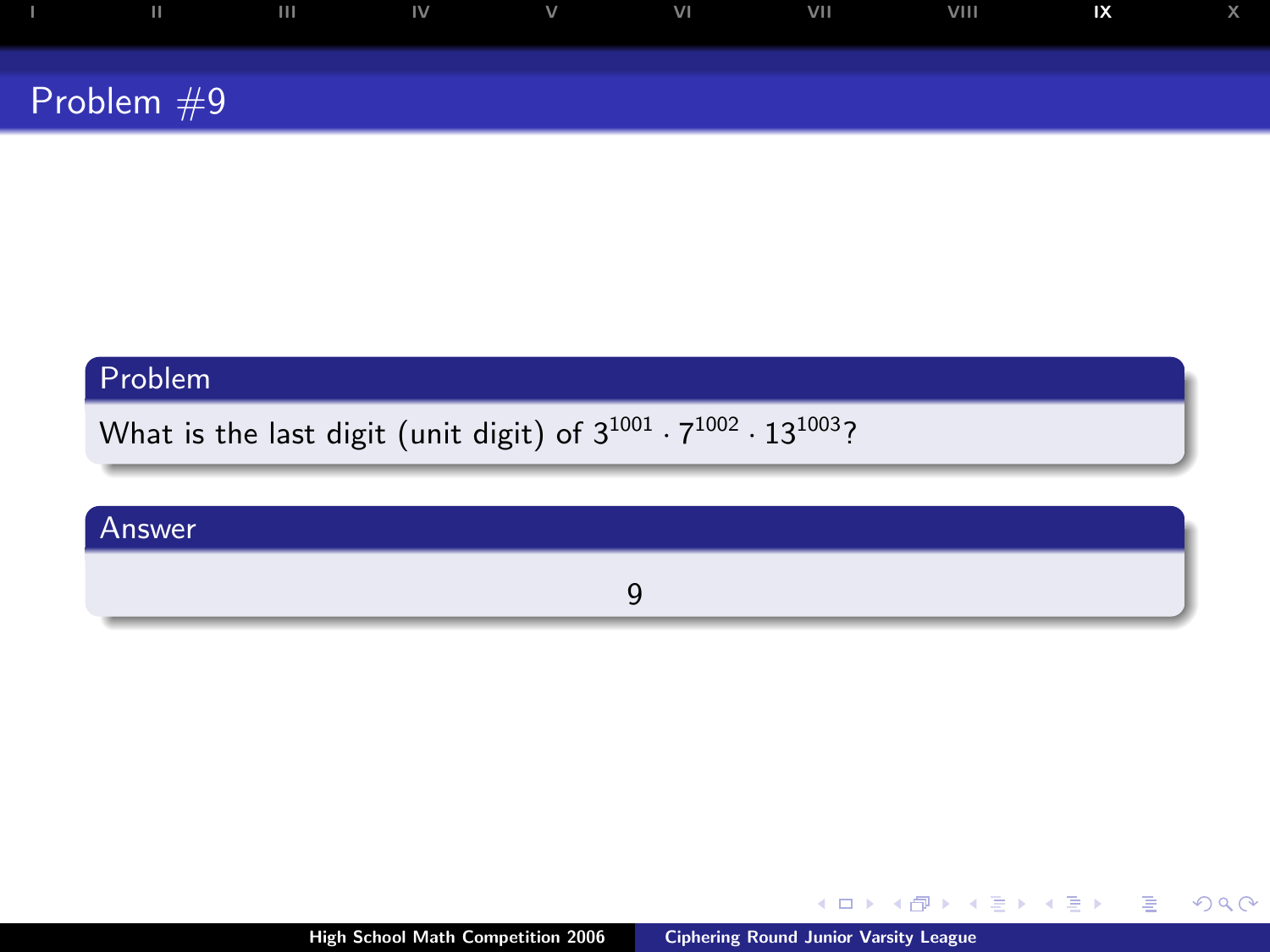# Problem #9

## Problem

What is the last digit (unit digit) of $3^{1001} \cdot 7^{1002} \cdot 13^{1003}$?

## Answer

9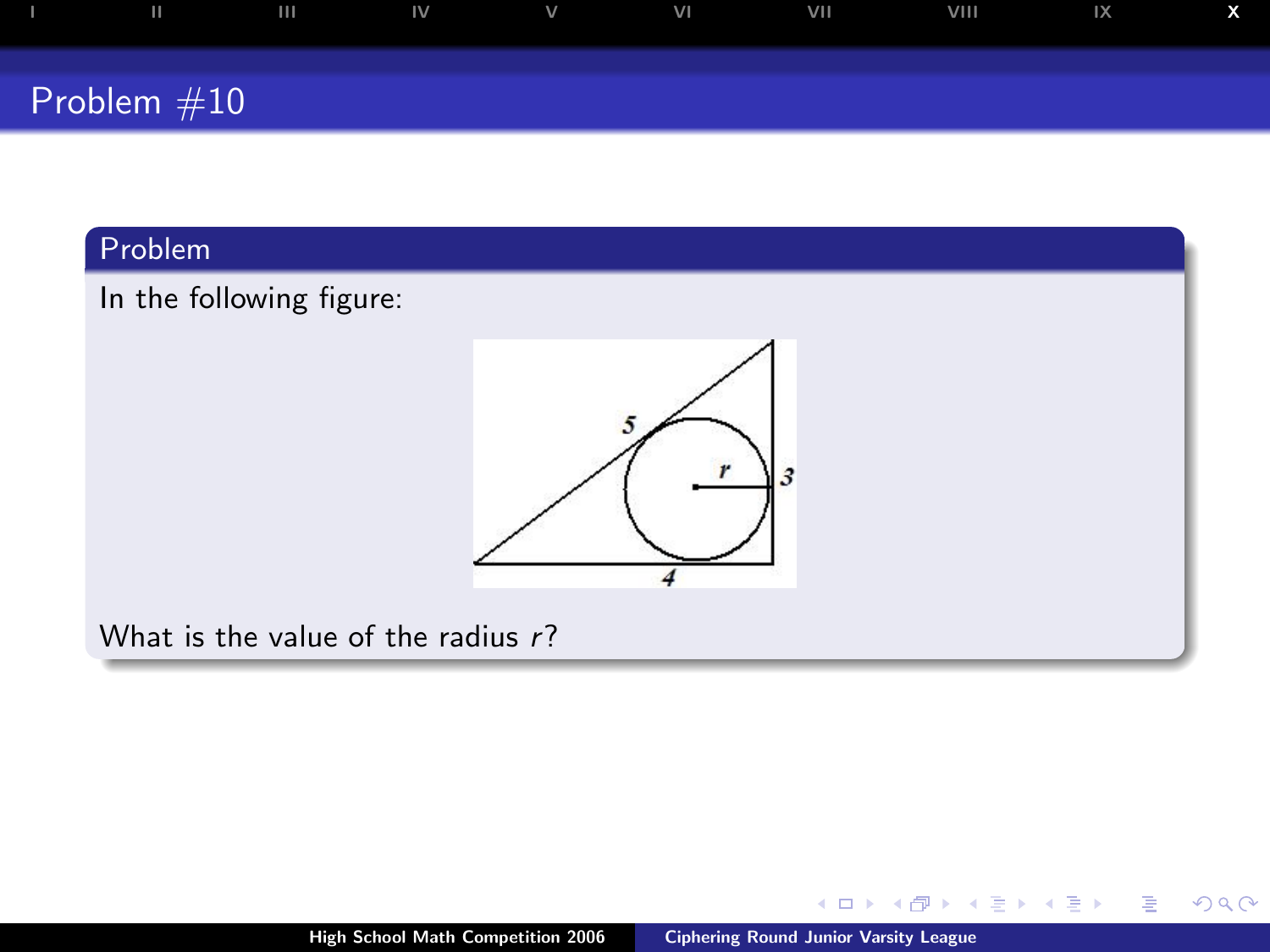# Problem #10

## Problem

In the following figure:

What is the value of the radius $r$?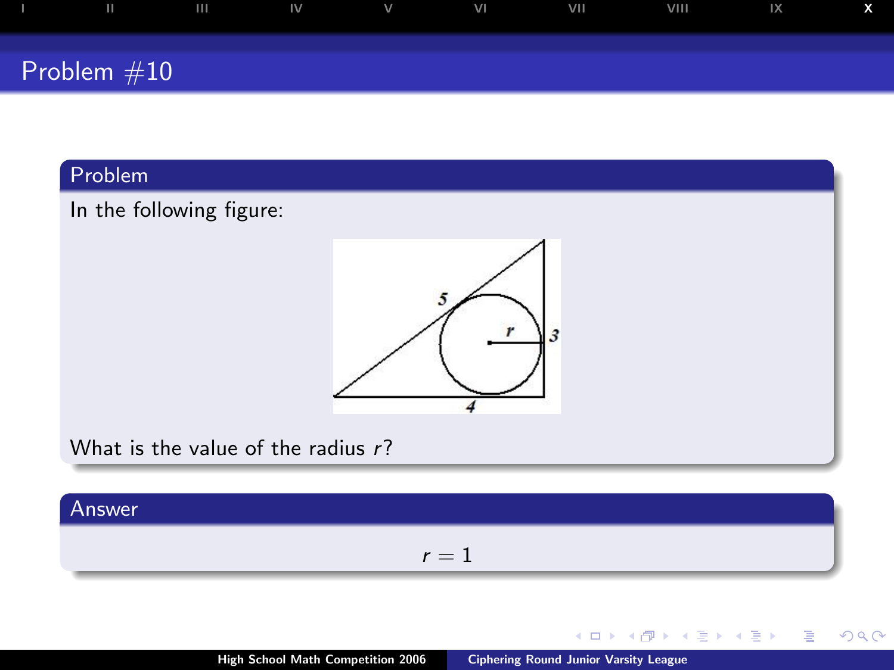# Problem #10

## Problem

In the following figure:

What is the value of the radius $r$?

## Answer

$$r = 1$$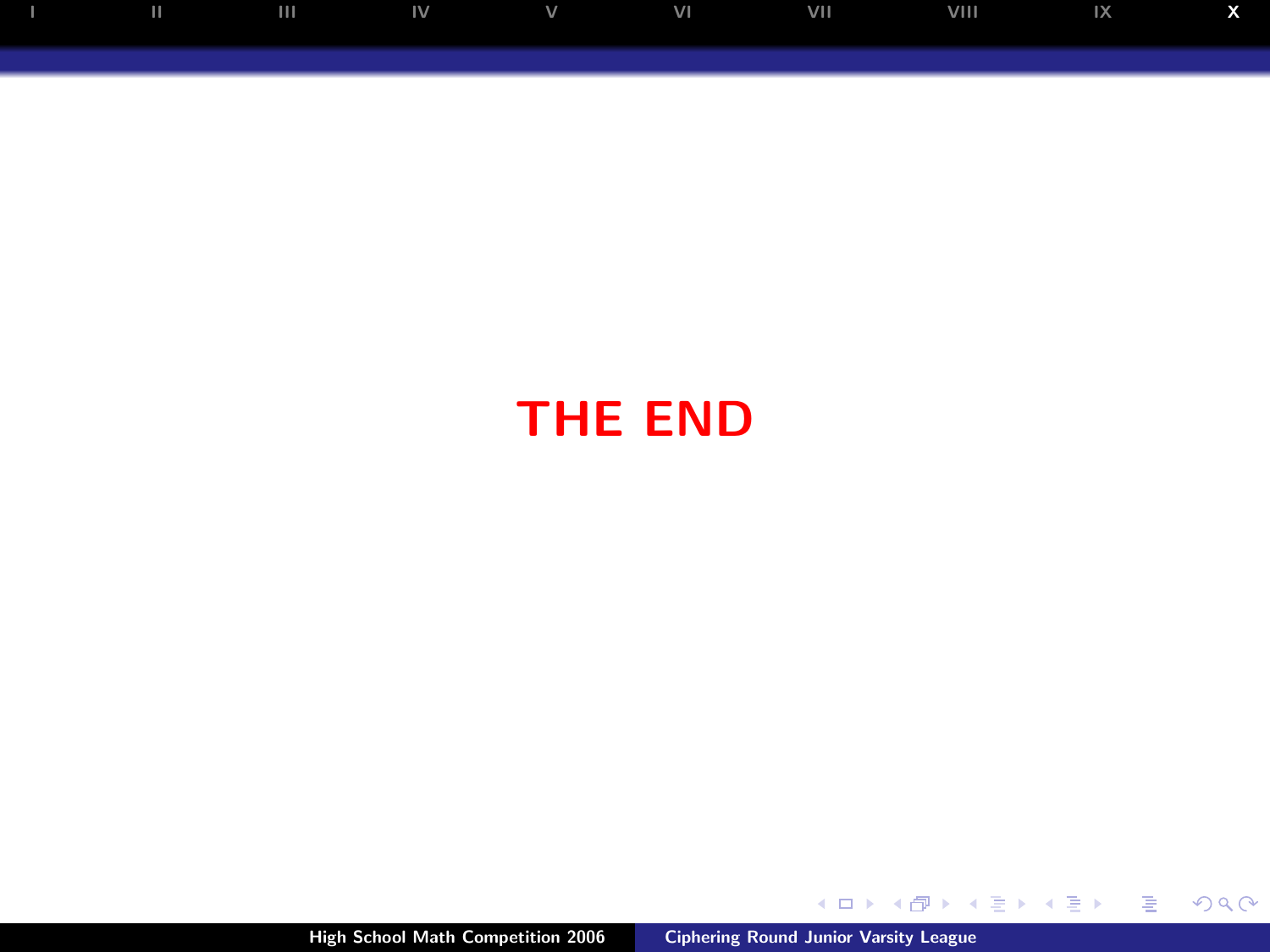**THE END**